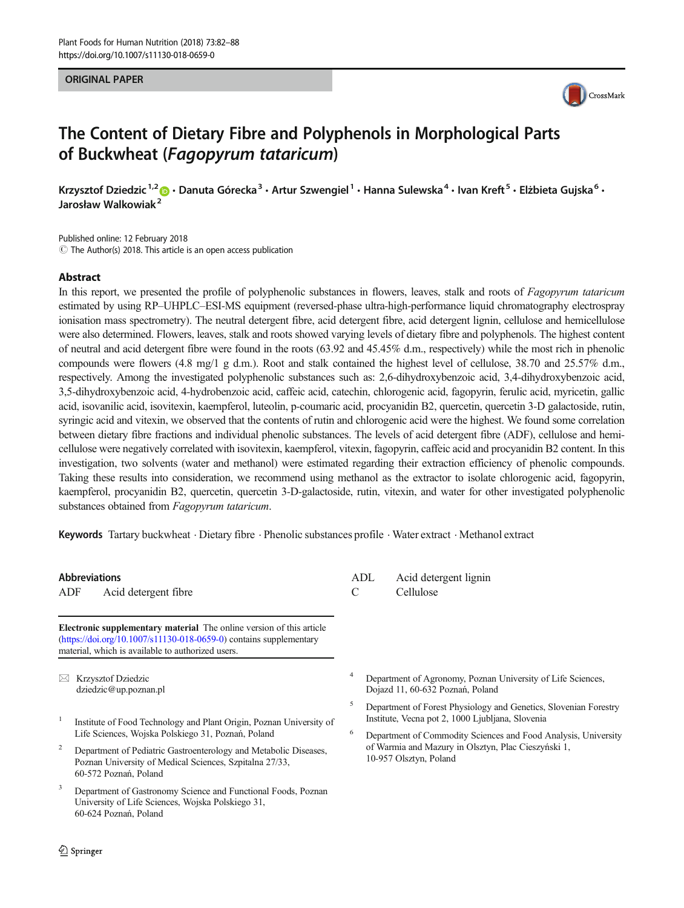ORIGINAL PAPER

# The Content of Dietary Fibre and Polyphenols in Morphological Parts of Buckwheat (*Fagopyrum tataricum*)

Krzysztof Dziedzic [1,2] · Danuta Górecka [3] · Artur Szwengiel [1] · Hanna Sulewska [4] · Ivan Kreft [5] · Elżbieta Gujska [6] · Jarosław Walkowiak [2]

Published online: 12 February 2018
© The Author(s) 2018. This article is an open access publication

## Abstract

In this report, we presented the profile of polyphenolic substances in flowers, leaves, stalk and roots of *Fagopyrum tataricum* estimated by using RP–UHPLC–ESI-MS equipment (reversed-phase ultra-high-performance liquid chromatography electrospray ionisation mass spectrometry). The neutral detergent fibre, acid detergent fibre, acid detergent lignin, cellulose and hemicellulose were also determined. Flowers, leaves, stalk and roots showed varying levels of dietary fibre and polyphenols. The highest content of neutral and acid detergent fibre were found in the roots (63.92 and 45.45% d.m., respectively) while the most rich in phenolic compounds were flowers (4.8 mg/1 g d.m.). Root and stalk contained the highest level of cellulose, 38.70 and 25.57% d.m., respectively. Among the investigated polyphenolic substances such as: 2,6-dihydroxybenzoic acid, 3,4-dihydroxybenzoic acid, 3,5-dihydroxybenzoic acid, 4-hydrobenzoic acid, caffeic acid, catechin, chlorogenic acid, fagopyrin, ferulic acid, myricetin, gallic acid, isovanilic acid, isovitexin, kaempferol, luteolin, p-coumaric acid, procyanidin B2, quercetin, quercetin 3-D galactoside, rutin, syringic acid and vitexin, we observed that the contents of rutin and chlorogenic acid were the highest. We found some correlation between dietary fibre fractions and individual phenolic substances. The levels of acid detergent fibre (ADF), cellulose and hemicellulose were negatively correlated with isovitexin, kaempferol, vitexin, fagopyrin, caffeic acid and procyanidin B2 content. In this investigation, two solvents (water and methanol) were estimated regarding their extraction efficiency of phenolic compounds. Taking these results into consideration, we recommend using methanol as the extractor to isolate chlorogenic acid, fagopyrin, kaempferol, procyanidin B2, quercetin, quercetin 3-D-galactoside, rutin, vitexin, and water for other investigated polyphenolic substances obtained from *Fagopyrum tataricum*.

**Keywords** Tartary buckwheat · Dietary fibre · Phenolic substances profile · Water extract · Methanol extract

### Abbreviations

ADF Acid detergent fibre
ADL Acid detergent lignin
C Cellulose

**Electronic supplementary material** The online version of this article (https://doi.org/10.1007/s11130-018-0659-0) contains supplementary material, which is available to authorized users.

✉ Krzysztof Dziedzic
dziedzic@up.poznan.pl

[1] Institute of Food Technology and Plant Origin, Poznan University of Life Sciences, Wojska Polskiego 31, Poznań, Poland

[2] Department of Pediatric Gastroenterology and Metabolic Diseases, Poznan University of Medical Sciences, Szpitalna 27/33, 60-572 Poznań, Poland

[3] Department of Gastronomy Science and Functional Foods, Poznan University of Life Sciences, Wojska Polskiego 31, 60-624 Poznań, Poland

[4] Department of Agronomy, Poznan University of Life Sciences, Dojazd 11, 60-632 Poznań, Poland

[5] Department of Forest Physiology and Genetics, Slovenian Forestry Institute, Vecna pot 2, 1000 Ljubljana, Slovenia

[6] Department of Commodity Sciences and Food Analysis, University of Warmia and Mazury in Olsztyn, Plac Cieszyński 1, 10-957 Olsztyn, Poland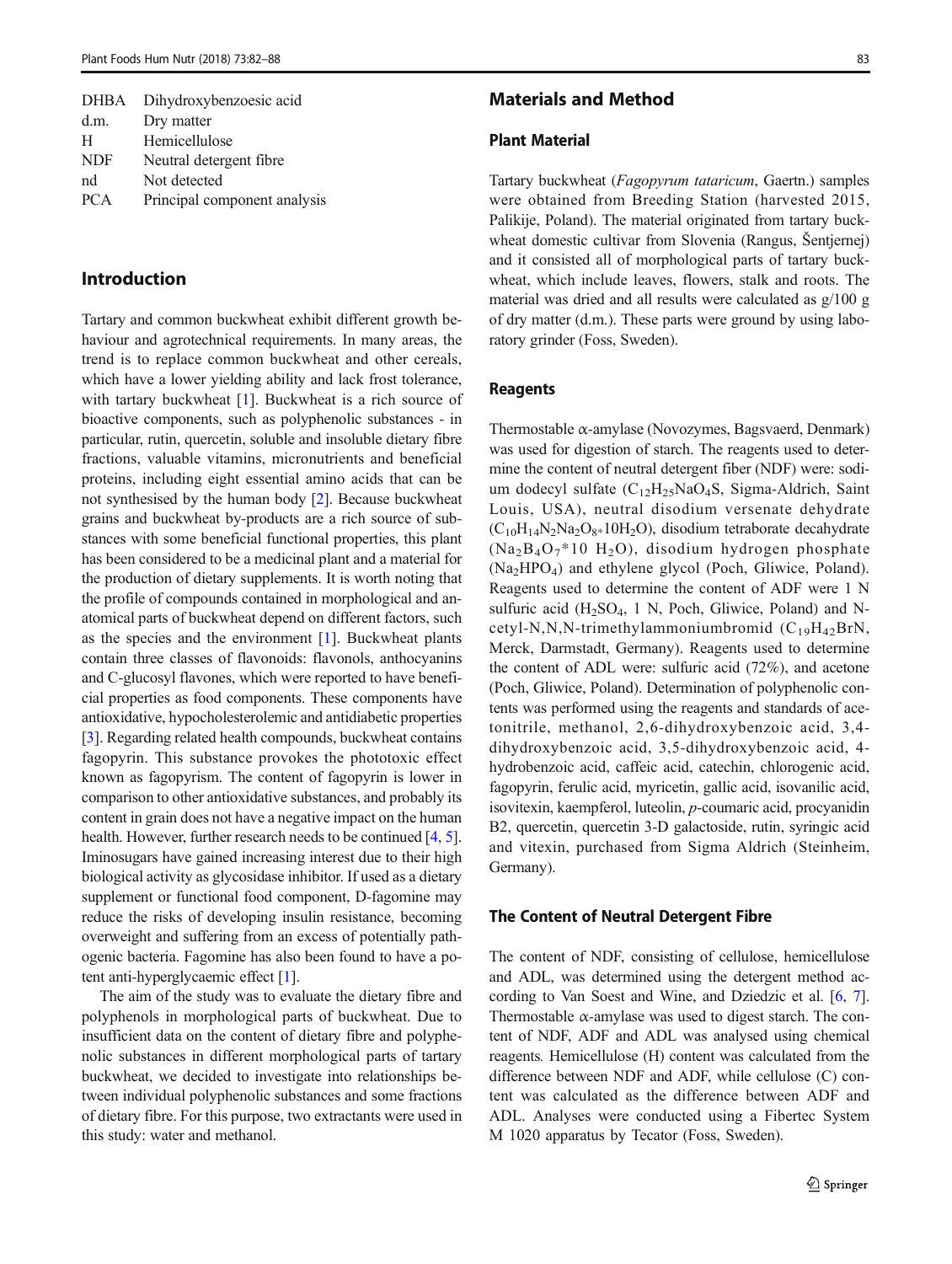| | |
|---|---|
| DHBA | Dihydroxybenzoesic acid |
| d.m. | Dry matter |
| H | Hemicellulose |
| NDF | Neutral detergent fibre |
| nd | Not detected |
| PCA | Principal component analysis |

## Introduction

Tartary and common buckwheat exhibit different growth behaviour and agrotechnical requirements. In many areas, the trend is to replace common buckwheat and other cereals, which have a lower yielding ability and lack frost tolerance, with tartary buckwheat [1]. Buckwheat is a rich source of bioactive components, such as polyphenolic substances - in particular, rutin, quercetin, soluble and insoluble dietary fibre fractions, valuable vitamins, micronutrients and beneficial proteins, including eight essential amino acids that can be not synthesised by the human body [2]. Because buckwheat grains and buckwheat by-products are a rich source of substances with some beneficial functional properties, this plant has been considered to be a medicinal plant and a material for the production of dietary supplements. It is worth noting that the profile of compounds contained in morphological and anatomical parts of buckwheat depend on different factors, such as the species and the environment [1]. Buckwheat plants contain three classes of flavonoids: flavonols, anthocyanins and C-glucosyl flavones, which were reported to have beneficial properties as food components. These components have antioxidative, hypocholesterolemic and antidiabetic properties [3]. Regarding related health compounds, buckwheat contains fagopyrin. This substance provokes the phototoxic effect known as fagopyrism. The content of fagopyrin is lower in comparison to other antioxidative substances, and probably its content in grain does not have a negative impact on the human health. However, further research needs to be continued [4, 5]. Iminosugars have gained increasing interest due to their high biological activity as glycosidase inhibitor. If used as a dietary supplement or functional food component, D-fagomine may reduce the risks of developing insulin resistance, becoming overweight and suffering from an excess of potentially pathogenic bacteria. Fagomine has also been found to have a potent anti-hyperglycaemic effect [1].

The aim of the study was to evaluate the dietary fibre and polyphenols in morphological parts of buckwheat. Due to insufficient data on the content of dietary fibre and polyphenolic substances in different morphological parts of tartary buckwheat, we decided to investigate into relationships between individual polyphenolic substances and some fractions of dietary fibre. For this purpose, two extractants were used in this study: water and methanol.

## Materials and Method

### Plant Material

Tartary buckwheat (*Fagopyrum tataricum*, Gaertn.) samples were obtained from Breeding Station (harvested 2015, Palikije, Poland). The material originated from tartary buckwheat domestic cultivar from Slovenia (Rangus, Šentjernej) and it consisted all of morphological parts of tartary buckwheat, which include leaves, flowers, stalk and roots. The material was dried and all results were calculated as g/100 g of dry matter (d.m.). These parts were ground by using laboratory grinder (Foss, Sweden).

### Reagents

Thermostable α-amylase (Novozymes, Bagsvaerd, Denmark) was used for digestion of starch. The reagents used to determine the content of neutral detergent fiber (NDF) were: sodium dodecyl sulfate ($C_{12}H_{25}NaO_4S$, Sigma-Aldrich, Saint Louis, USA), neutral disodium versenate dehydrate ($C_{10}H_{14}N_2Na_2O_8{*}10H_2O$), disodium tetraborate decahydrate ($Na_2B_4O_7{*}10\ H_2O$), disodium hydrogen phosphate ($Na_2HPO_4$) and ethylene glycol (Poch, Gliwice, Poland). Reagents used to determine the content of ADF were 1 N sulfuric acid ($H_2SO_4$, 1 N, Poch, Gliwice, Poland) and N-cetyl-N,N,N-trimethylammoniumbromid ($C_{19}H_{42}BrN$, Merck, Darmstadt, Germany). Reagents used to determine the content of ADL were: sulfuric acid (72%), and acetone (Poch, Gliwice, Poland). Determination of polyphenolic contents was performed using the reagents and standards of acetonitrile, methanol, 2,6-dihydroxybenzoic acid, 3,4-dihydroxybenzoic acid, 3,5-dihydroxybenzoic acid, 4-hydrobenzoic acid, caffeic acid, catechin, chlorogenic acid, fagopyrin, ferulic acid, myricetin, gallic acid, isovanilic acid, isovitexin, kaempferol, luteolin, *p*-coumaric acid, procyanidin B2, quercetin, quercetin 3-D galactoside, rutin, syringic acid and vitexin, purchased from Sigma Aldrich (Steinheim, Germany).

### The Content of Neutral Detergent Fibre

The content of NDF, consisting of cellulose, hemicellulose and ADL, was determined using the detergent method according to Van Soest and Wine, and Dziedzic et al. [6, 7]. Thermostable α-amylase was used to digest starch. The content of NDF, ADF and ADL was analysed using chemical reagents. Hemicellulose (H) content was calculated from the difference between NDF and ADF, while cellulose (C) content was calculated as the difference between ADF and ADL. Analyses were conducted using a Fibertec System M 1020 apparatus by Tecator (Foss, Sweden).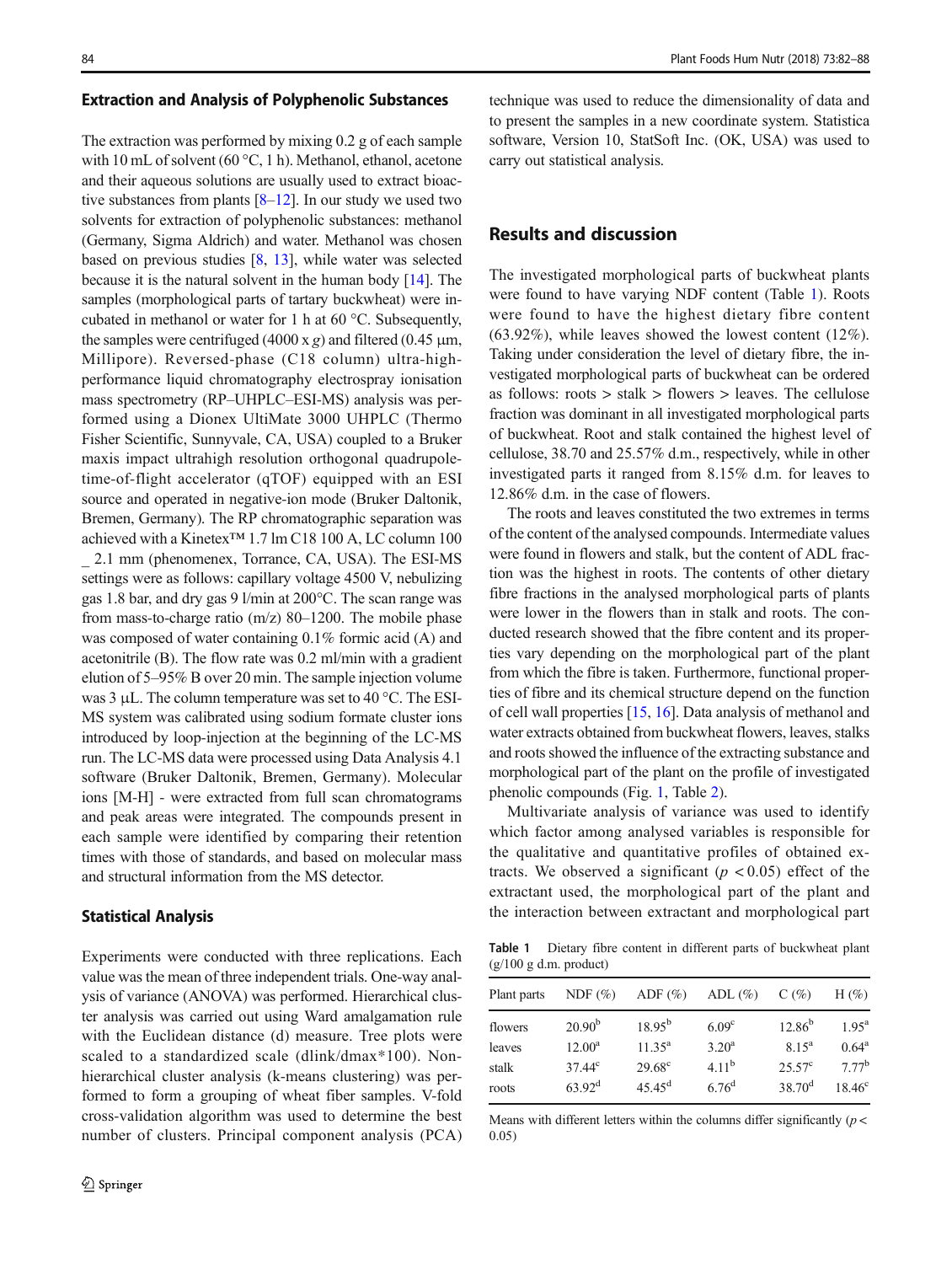### Extraction and Analysis of Polyphenolic Substances

The extraction was performed by mixing 0.2 g of each sample with 10 mL of solvent (60 °C, 1 h). Methanol, ethanol, acetone and their aqueous solutions are usually used to extract bioactive substances from plants [8–12]. In our study we used two solvents for extraction of polyphenolic substances: methanol (Germany, Sigma Aldrich) and water. Methanol was chosen based on previous studies [8, 13], while water was selected because it is the natural solvent in the human body [14]. The samples (morphological parts of tartary buckwheat) were incubated in methanol or water for 1 h at 60 °C. Subsequently, the samples were centrifuged (4000 x *g*) and filtered (0.45 μm, Millipore). Reversed-phase (C18 column) ultra-high-performance liquid chromatography electrospray ionisation mass spectrometry (RP–UHPLC–ESI-MS) analysis was performed using a Dionex UltiMate 3000 UHPLC (Thermo Fisher Scientific, Sunnyvale, CA, USA) coupled to a Bruker maxis impact ultrahigh resolution orthogonal quadrupole-time-of-flight accelerator (qTOF) equipped with an ESI source and operated in negative-ion mode (Bruker Daltonik, Bremen, Germany). The RP chromatographic separation was achieved with a Kinetex™ 1.7 lm C18 100 A, LC column 100 _ 2.1 mm (phenomenex, Torrance, CA, USA). The ESI-MS settings were as follows: capillary voltage 4500 V, nebulizing gas 1.8 bar, and dry gas 9 l/min at 200°C. The scan range was from mass-to-charge ratio (m/z) 80–1200. The mobile phase was composed of water containing 0.1% formic acid (A) and acetonitrile (B). The flow rate was 0.2 ml/min with a gradient elution of 5–95% B over 20 min. The sample injection volume was 3 μL. The column temperature was set to 40 °C. The ESI-MS system was calibrated using sodium formate cluster ions introduced by loop-injection at the beginning of the LC-MS run. The LC-MS data were processed using Data Analysis 4.1 software (Bruker Daltonik, Bremen, Germany). Molecular ions [M-H] - were extracted from full scan chromatograms and peak areas were integrated. The compounds present in each sample were identified by comparing their retention times with those of standards, and based on molecular mass and structural information from the MS detector.

### Statistical Analysis

Experiments were conducted with three replications. Each value was the mean of three independent trials. One-way analysis of variance (ANOVA) was performed. Hierarchical cluster analysis was carried out using Ward amalgamation rule with the Euclidean distance (d) measure. Tree plots were scaled to a standardized scale (dlink/dmax*100). Non-hierarchical cluster analysis (k-means clustering) was performed to form a grouping of wheat fiber samples. V-fold cross-validation algorithm was used to determine the best number of clusters. Principal component analysis (PCA) technique was used to reduce the dimensionality of data and to present the samples in a new coordinate system. Statistica software, Version 10, StatSoft Inc. (OK, USA) was used to carry out statistical analysis.

## Results and discussion

The investigated morphological parts of buckwheat plants were found to have varying NDF content (Table 1). Roots were found to have the highest dietary fibre content (63.92%), while leaves showed the lowest content (12%). Taking under consideration the level of dietary fibre, the investigated morphological parts of buckwheat can be ordered as follows: roots > stalk > flowers > leaves. The cellulose fraction was dominant in all investigated morphological parts of buckwheat. Root and stalk contained the highest level of cellulose, 38.70 and 25.57% d.m., respectively, while in other investigated parts it ranged from 8.15% d.m. for leaves to 12.86% d.m. in the case of flowers.

The roots and leaves constituted the two extremes in terms of the content of the analysed compounds. Intermediate values were found in flowers and stalk, but the content of ADL fraction was the highest in roots. The contents of other dietary fibre fractions in the analysed morphological parts of plants were lower in the flowers than in stalk and roots. The conducted research showed that the fibre content and its properties vary depending on the morphological part of the plant from which the fibre is taken. Furthermore, functional properties of fibre and its chemical structure depend on the function of cell wall properties [15, 16]. Data analysis of methanol and water extracts obtained from buckwheat flowers, leaves, stalks and roots showed the influence of the extracting substance and morphological part of the plant on the profile of investigated phenolic compounds (Fig. 1, Table 2).

Multivariate analysis of variance was used to identify which factor among analysed variables is responsible for the qualitative and quantitative profiles of obtained extracts. We observed a significant ($p < 0.05$) effect of the extractant used, the morphological part of the plant and the interaction between extractant and morphological part

**Table 1** Dietary fibre content in different parts of buckwheat plant (g/100 g d.m. product)

| Plant parts | NDF (%) | ADF (%) | ADL (%) | C (%) | H (%) |
|---|---|---|---|---|---|
| flowers | 20.90[b] | 18.95[b] | 6.09[c] | 12.86[b] | 1.95[a] |
| leaves | 12.00[a] | 11.35[a] | 3.20[a] | 8.15[a] | 0.64[a] |
| stalk | 37.44[c] | 29.68[c] | 4.11[b] | 25.57[c] | 7.77[b] |
| roots | 63.92[d] | 45.45[d] | 6.76[d] | 38.70[d] | 18.46[c] |

Means with different letters within the columns differ significantly ($p < 0.05$)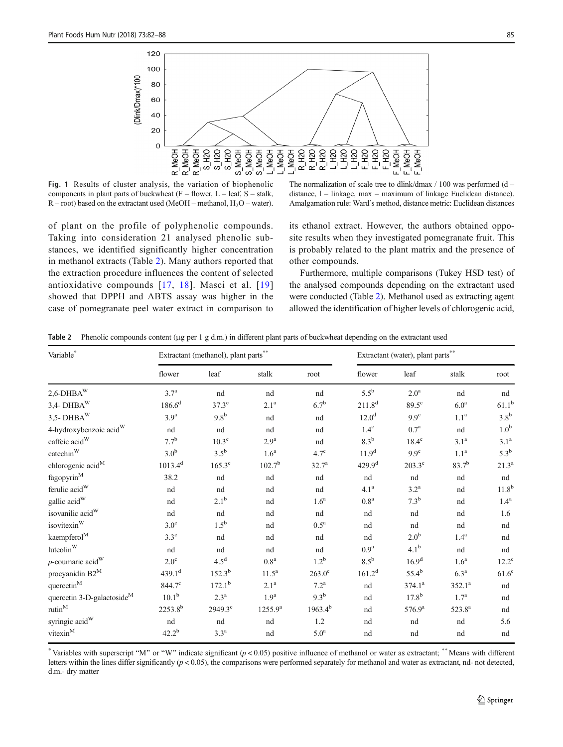**Fig. 1** Results of cluster analysis, the variation of biophenolic components in plant parts of buckwheat (F – flower, L – leaf, S – stalk, R – root) based on the extractant used (MeOH – methanol, $H_2O$ – water). The normalization of scale tree to dlink/dmax / 100 was performed (d – distance, l – linkage, max – maximum of linkage Euclidean distance). Amalgamation rule: Ward's method, distance metric: Euclidean distances

of plant on the profile of polyphenolic compounds. Taking into consideration 21 analysed phenolic substances, we identified significantly higher concentration in methanol extracts (Table 2). Many authors reported that the extraction procedure influences the content of selected antioxidative compounds [17, 18]. Masci et al. [19] showed that DPPH and ABTS assay was higher in the case of pomegranate peel water extract in comparison to its ethanol extract. However, the authors obtained opposite results when they investigated pomegranate fruit. This is probably related to the plant matrix and the presence of other compounds.

Furthermore, multiple comparisons (Tukey HSD test) of the analysed compounds depending on the extractant used were conducted (Table 2). Methanol used as extracting agent allowed the identification of higher levels of chlorogenic acid,

**Table 2** Phenolic compounds content (μg per 1 g d.m.) in different plant parts of buckwheat depending on the extractant used

| Variable* | Extractant (methanol), plant parts** | | | | Extractant (water), plant parts** | | | |
|---|---|---|---|---|---|---|---|---|
| | flower | leaf | stalk | root | flower | leaf | stalk | root |
| 2,6-DHBA[W] | 3.7[a] | nd | nd | nd | 5.5[b] | 2.0[a] | nd | nd |
| 3,4- DHBA[W] | 186.6[d] | 37.3[c] | 2.1[a] | 6.7[b] | 211.8[d] | 89.5[c] | 6.0[a] | 61.1[b] |
| 3,5- DHBA[W] | 3.9[a] | 9.8[b] | nd | nd | 12.0[d] | 9.9[c] | 1.1[a] | 3.8[b] |
| 4-hydroxybenzoic acid[W] | nd | nd | nd | nd | 1.4[c] | 0.7[a] | nd | 1.0[b] |
| caffeic acid[W] | 7.7[b] | 10.3[c] | 2.9[a] | nd | 8.3[b] | 18.4[c] | 3.1[a] | 3.1[a] |
| catechin[W] | 3.0[b] | 3.5[b] | 1.6[a] | 4.7[c] | 11.9[d] | 9.9[c] | 1.1[a] | 5.3[b] |
| chlorogenic acid[M] | 1013.4[d] | 165.3[c] | 102.7[b] | 32.7[a] | 429.9[d] | 203.3[c] | 83.7[b] | 21.3[a] |
| fagopyrin[M] | 38.2 | nd | nd | nd | nd | nd | nd | nd |
| ferulic acid[W] | nd | nd | nd | nd | 4.1[a] | 3.2[a] | nd | 11.8[b] |
| gallic acid[W] | nd | 2.1[b] | nd | 1.6[a] | 0.8[a] | 7.3[b] | nd | 1.4[a] |
| isovanilic acid[W] | nd | nd | nd | nd | nd | nd | nd | 1.6 |
| isovitexin[W] | 3.0[c] | 1.5[b] | nd | 0.5[a] | nd | nd | nd | nd |
| kaempferol[M] | 3.3[c] | nd | nd | nd | nd | 2.0[b] | 1.4[a] | nd |
| luteolin[W] | nd | nd | nd | nd | 0.9[a] | 4.1[b] | nd | nd |
| *p*-coumaric acid[W] | 2.0[c] | 4.5[d] | 0.8[a] | 1.2[b] | 8.5[b] | 16.9[d] | 1.6[a] | 12.2[c] |
| procyanidin B2[M] | 439.1[d] | 152.3[b] | 11.5[a] | 263.0[c] | 161.2[d] | 55.4[b] | 6.3[a] | 61.6[c] |
| quercetin[M] | 844.7[c] | 172.1[b] | 2.1[a] | 7.2[a] | nd | 374.1[a] | 352.1[a] | nd |
| quercetin 3-D-galactoside[M] | 10.1[b] | 2.3[a] | 1.9[a] | 9.3[b] | nd | 17.8[b] | 1.7[a] | nd |
| rutin[M] | 2253.8[b] | 2949.3[c] | 1255.9[a] | 1963.4[b] | nd | 576.9[a] | 523.8[a] | nd |
| syringic acid[W] | nd | nd | nd | 1.2 | nd | nd | nd | 5.6 |
| vitexin[M] | 42.2[b] | 3.3[a] | nd | 5.0[a] | nd | nd | nd | nd |

* Variables with superscript "M" or "W" indicate significant ($p < 0.05$) positive influence of methanol or water as extractant; ** Means with different letters within the lines differ significantly ($p < 0.05$), the comparisons were performed separately for methanol and water as extractant, nd- not detected, d.m.- dry matter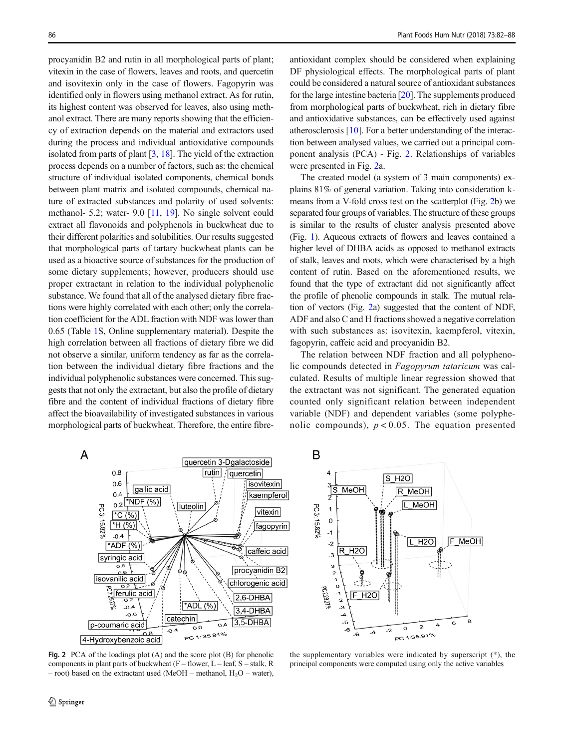procyanidin B2 and rutin in all morphological parts of plant; vitexin in the case of flowers, leaves and roots, and quercetin and isovitexin only in the case of flowers. Fagopyrin was identified only in flowers using methanol extract. As for rutin, its highest content was observed for leaves, also using methanol extract. There are many reports showing that the efficiency of extraction depends on the material and extractors used during the process and individual antioxidative compounds isolated from parts of plant [3, 18]. The yield of the extraction process depends on a number of factors, such as: the chemical structure of individual isolated components, chemical bonds between plant matrix and isolated compounds, chemical nature of extracted substances and polarity of used solvents: methanol- 5.2; water- 9.0 [11, 19]. No single solvent could extract all flavonoids and polyphenols in buckwheat due to their different polarities and solubilities. Our results suggested that morphological parts of tartary buckwheat plants can be used as a bioactive source of substances for the production of some dietary supplements; however, producers should use proper extractant in relation to the individual polyphenolic substance. We found that all of the analysed dietary fibre fractions were highly correlated with each other; only the correlation coefficient for the ADL fraction with NDF was lower than 0.65 (Table 1S, Online supplementary material). Despite the high correlation between all fractions of dietary fibre we did not observe a similar, uniform tendency as far as the correlation between the individual dietary fibre fractions and the individual polyphenolic substances were concerned. This suggests that not only the extractant, but also the profile of dietary fibre and the content of individual fractions of dietary fibre affect the bioavailability of investigated substances in various morphological parts of buckwheat. Therefore, the entire fibre-antioxidant complex should be considered when explaining DF physiological effects. The morphological parts of plant could be considered a natural source of antioxidant substances for the large intestine bacteria [20]. The supplements produced from morphological parts of buckwheat, rich in dietary fibre and antioxidative substances, can be effectively used against atherosclerosis [10]. For a better understanding of the interaction between analysed values, we carried out a principal component analysis (PCA) - Fig. 2. Relationships of variables were presented in Fig. 2a.

The created model (a system of 3 main components) explains 81% of general variation. Taking into consideration k-means from a V-fold cross test on the scatterplot (Fig. 2b) we separated four groups of variables. The structure of these groups is similar to the results of cluster analysis presented above (Fig. 1). Aqueous extracts of flowers and leaves contained a higher level of DHBA acids as opposed to methanol extracts of stalk, leaves and roots, which were characterised by a high content of rutin. Based on the aforementioned results, we found that the type of extractant did not significantly affect the profile of phenolic compounds in stalk. The mutual relation of vectors (Fig. 2a) suggested that the content of NDF, ADF and also C and H fractions showed a negative correlation with such substances as: isovitexin, kaempferol, vitexin, fagopyrin, caffeic acid and procyanidin B2.

The relation between NDF fraction and all polyphenolic compounds detected in *Fagopyrum tataricum* was calculated. Results of multiple linear regression showed that the extractant was not significant. The generated equation counted only significant relation between independent variable (NDF) and dependent variables (some polyphenolic compounds), $p < 0.05$. The equation presented

**Fig. 2** PCA of the loadings plot (A) and the score plot (B) for phenolic components in plant parts of buckwheat (F – flower, L – leaf, S – stalk, R – root) based on the extractant used (MeOH – methanol, $H_2O$ – water), the supplementary variables were indicated by superscript (*), the principal components were computed using only the active variables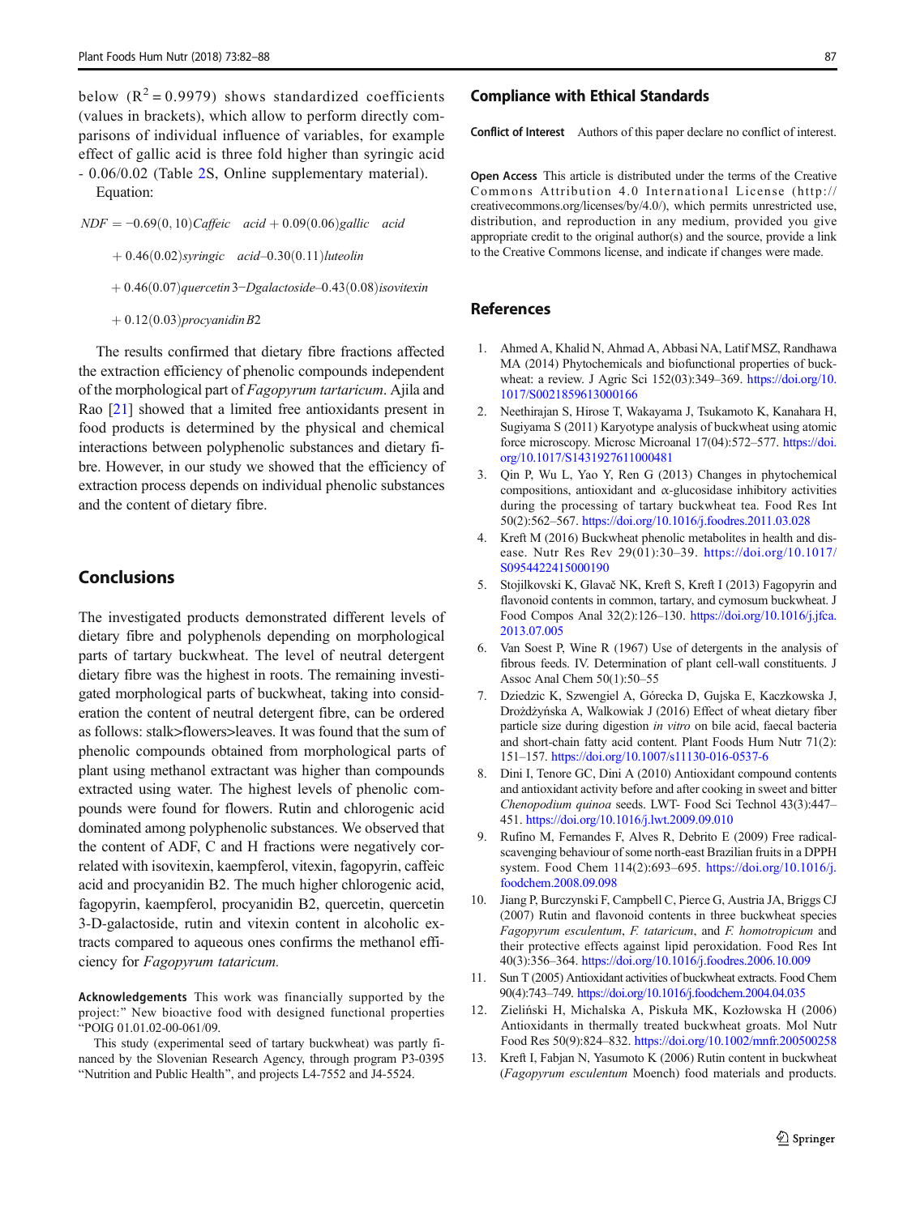below ($R^2 = 0.9979$) shows standardized coefficients (values in brackets), which allow to perform directly comparisons of individual influence of variables, for example effect of gallic acid is three fold higher than syringic acid - 0.06/0.02 (Table 2S, Online supplementary material).

Equation:

$$NDF = -0.69(0,10)\mathit{Caffeic\quad acid} + 0.09(0.06)\mathit{gallic\quad acid}$$
$$+ 0.46(0.02)\mathit{syringic\quad acid}–0.30(0.11)\mathit{luteolin}$$
$$+ 0.46(0.07)\mathit{quercetin}\,3\text{–}D\mathit{galactoside}–0.43(0.08)\mathit{isovitexin}$$
$$+ 0.12(0.03)\mathit{procyanidin}\,B2$$

The results confirmed that dietary fibre fractions affected the extraction efficiency of phenolic compounds independent of the morphological part of *Fagopyrum tartaricum*. Ajila and Rao [21] showed that a limited free antioxidants present in food products is determined by the physical and chemical interactions between polyphenolic substances and dietary fibre. However, in our study we showed that the efficiency of extraction process depends on individual phenolic substances and the content of dietary fibre.

## Conclusions

The investigated products demonstrated different levels of dietary fibre and polyphenols depending on morphological parts of tartary buckwheat. The level of neutral detergent dietary fibre was the highest in roots. The remaining investigated morphological parts of buckwheat, taking into consideration the content of neutral detergent fibre, can be ordered as follows: stalk>flowers>leaves. It was found that the sum of phenolic compounds obtained from morphological parts of plant using methanol extractant was higher than compounds extracted using water. The highest levels of phenolic compounds were found for flowers. Rutin and chlorogenic acid dominated among polyphenolic substances. We observed that the content of ADF, C and H fractions were negatively correlated with isovitexin, kaempferol, vitexin, fagopyrin, caffeic acid and procyanidin B2. The much higher chlorogenic acid, fagopyrin, kaempferol, procyanidin B2, quercetin, quercetin 3-D-galactoside, rutin and vitexin content in alcoholic extracts compared to aqueous ones confirms the methanol efficiency for *Fagopyrum tataricum.*

**Acknowledgements** This work was financially supported by the project:" New bioactive food with designed functional properties "POIG 01.01.02-00-061/09.

This study (experimental seed of tartary buckwheat) was partly financed by the Slovenian Research Agency, through program P3-0395 "Nutrition and Public Health", and projects L4-7552 and J4-5524.

## Compliance with Ethical Standards

**Conflict of Interest** Authors of this paper declare no conflict of interest.

**Open Access** This article is distributed under the terms of the Creative Commons Attribution 4.0 International License (http://creativecommons.org/licenses/by/4.0/), which permits unrestricted use, distribution, and reproduction in any medium, provided you give appropriate credit to the original author(s) and the source, provide a link to the Creative Commons license, and indicate if changes were made.

## References

1. Ahmed A, Khalid N, Ahmad A, Abbasi NA, Latif MSZ, Randhawa MA (2014) Phytochemicals and biofunctional properties of buckwheat: a review. J Agric Sci 152(03):349–369. https://doi.org/10.1017/S0021859613000166
2. Neethirajan S, Hirose T, Wakayama J, Tsukamoto K, Kanahara H, Sugiyama S (2011) Karyotype analysis of buckwheat using atomic force microscopy. Microsc Microanal 17(04):572–577. https://doi.org/10.1017/S1431927611000481
3. Qin P, Wu L, Yao Y, Ren G (2013) Changes in phytochemical compositions, antioxidant and α-glucosidase inhibitory activities during the processing of tartary buckwheat tea. Food Res Int 50(2):562–567. https://doi.org/10.1016/j.foodres.2011.03.028
4. Kreft M (2016) Buckwheat phenolic metabolites in health and disease. Nutr Res Rev 29(01):30–39. https://doi.org/10.1017/S0954422415000190
5. Stojilkovski K, Glavač NK, Kreft S, Kreft I (2013) Fagopyrin and flavonoid contents in common, tartary, and cymosum buckwheat. J Food Compos Anal 32(2):126–130. https://doi.org/10.1016/j.jfca.2013.07.005
6. Van Soest P, Wine R (1967) Use of detergents in the analysis of fibrous feeds. IV. Determination of plant cell-wall constituents. J Assoc Anal Chem 50(1):50–55
7. Dziedzic K, Szwengiel A, Górecka D, Gujska E, Kaczkowska J, Drożdżyńska A, Walkowiak J (2016) Effect of wheat dietary fiber particle size during digestion *in vitro* on bile acid, faecal bacteria and short-chain fatty acid content. Plant Foods Hum Nutr 71(2):151–157. https://doi.org/10.1007/s11130-016-0537-6
8. Dini I, Tenore GC, Dini A (2010) Antioxidant compound contents and antioxidant activity before and after cooking in sweet and bitter *Chenopodium quinoa* seeds. LWT- Food Sci Technol 43(3):447–451. https://doi.org/10.1016/j.lwt.2009.09.010
9. Rufino M, Fernandes F, Alves R, Debrito E (2009) Free radical-scavenging behaviour of some north-east Brazilian fruits in a DPPH system. Food Chem 114(2):693–695. https://doi.org/10.1016/j.foodchem.2008.09.098
10. Jiang P, Burczynski F, Campbell C, Pierce G, Austria JA, Briggs CJ (2007) Rutin and flavonoid contents in three buckwheat species *Fagopyrum esculentum*, *F. tataricum*, and *F. homotropicum* and their protective effects against lipid peroxidation. Food Res Int 40(3):356–364. https://doi.org/10.1016/j.foodres.2006.10.009
11. Sun T (2005) Antioxidant activities of buckwheat extracts. Food Chem 90(4):743–749. https://doi.org/10.1016/j.foodchem.2004.04.035
12. Zieliński H, Michalska A, Piskuła MK, Kozłowska H (2006) Antioxidants in thermally treated buckwheat groats. Mol Nutr Food Res 50(9):824–832. https://doi.org/10.1002/mnfr.200500258
13. Kreft I, Fabjan N, Yasumoto K (2006) Rutin content in buckwheat (*Fagopyrum esculentum* Moench) food materials and products.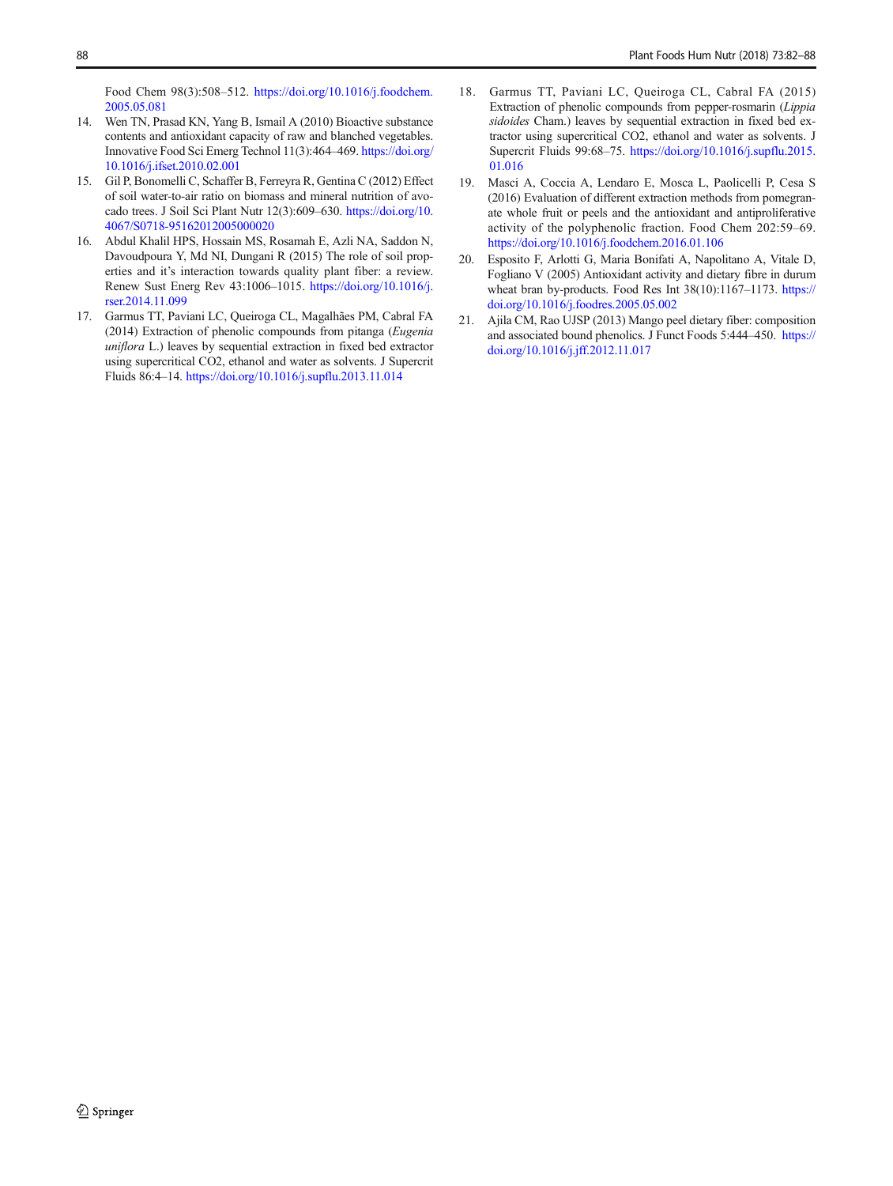Food Chem 98(3):508–512. https://doi.org/10.1016/j.foodchem.2005.05.081

14. Wen TN, Prasad KN, Yang B, Ismail A (2010) Bioactive substance contents and antioxidant capacity of raw and blanched vegetables. Innovative Food Sci Emerg Technol 11(3):464–469. https://doi.org/10.1016/j.ifset.2010.02.001
15. Gil P, Bonomelli C, Schaffer B, Ferreyra R, Gentina C (2012) Effect of soil water-to-air ratio on biomass and mineral nutrition of avocado trees. J Soil Sci Plant Nutr 12(3):609–630. https://doi.org/10.4067/S0718-95162012005000020
16. Abdul Khalil HPS, Hossain MS, Rosamah E, Azli NA, Saddon N, Davoudpoura Y, Md NI, Dungani R (2015) The role of soil properties and it's interaction towards quality plant fiber: a review. Renew Sust Energ Rev 43:1006–1015. https://doi.org/10.1016/j.rser.2014.11.099
17. Garmus TT, Paviani LC, Queiroga CL, Magalhães PM, Cabral FA (2014) Extraction of phenolic compounds from pitanga (*Eugenia uniflora* L.) leaves by sequential extraction in fixed bed extractor using supercritical CO2, ethanol and water as solvents. J Supercrit Fluids 86:4–14. https://doi.org/10.1016/j.supflu.2013.11.014
18. Garmus TT, Paviani LC, Queiroga CL, Cabral FA (2015) Extraction of phenolic compounds from pepper-rosmarin (*Lippia sidoides* Cham.) leaves by sequential extraction in fixed bed extractor using supercritical CO2, ethanol and water as solvents. J Supercrit Fluids 99:68–75. https://doi.org/10.1016/j.supflu.2015.01.016
19. Masci A, Coccia A, Lendaro E, Mosca L, Paolicelli P, Cesa S (2016) Evaluation of different extraction methods from pomegranate whole fruit or peels and the antioxidant and antiproliferative activity of the polyphenolic fraction. Food Chem 202:59–69. https://doi.org/10.1016/j.foodchem.2016.01.106
20. Esposito F, Arlotti G, Maria Bonifati A, Napolitano A, Vitale D, Fogliano V (2005) Antioxidant activity and dietary fibre in durum wheat bran by-products. Food Res Int 38(10):1167–1173. https://doi.org/10.1016/j.foodres.2005.05.002
21. Ajila CM, Rao UJSP (2013) Mango peel dietary fiber: composition and associated bound phenolics. J Funct Foods 5:444–450. https://doi.org/10.1016/j.jff.2012.11.017